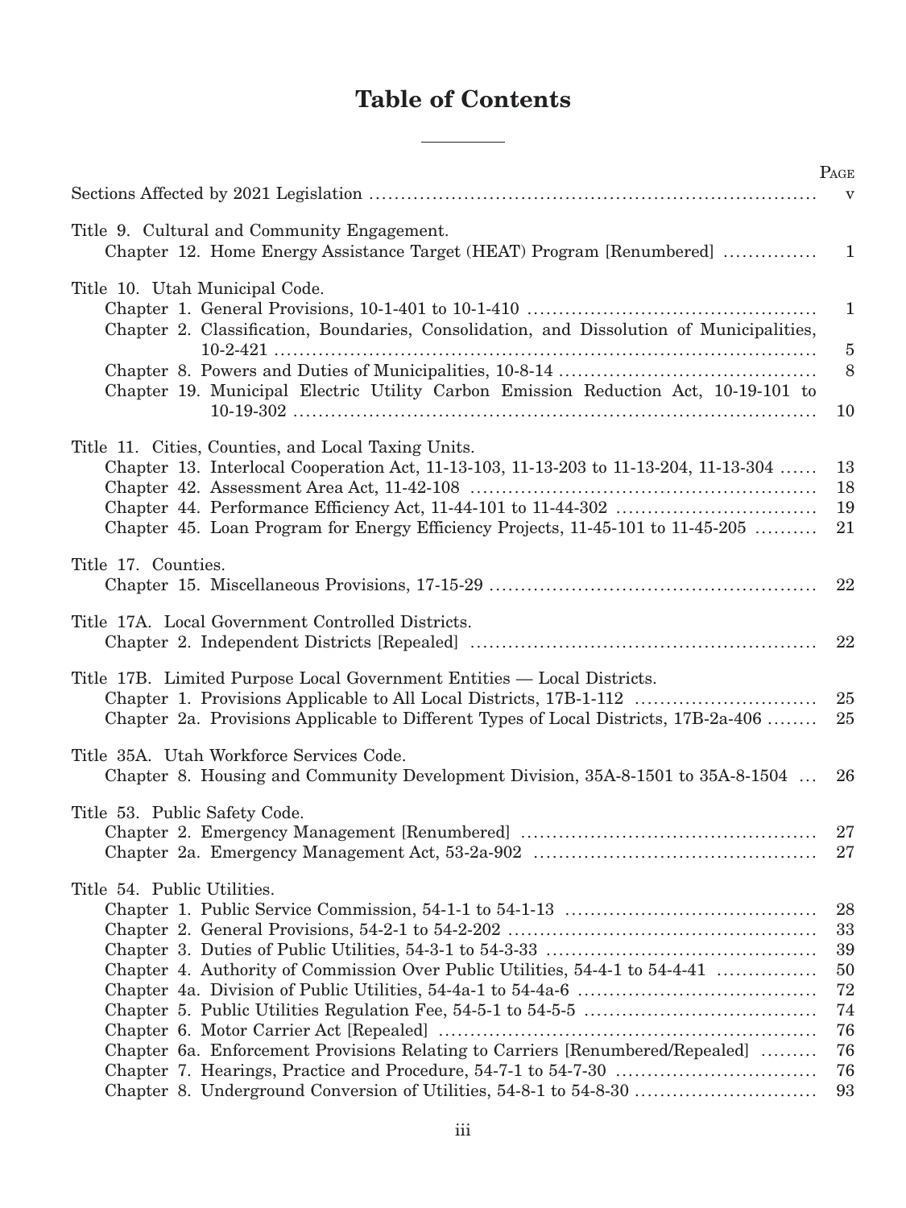# Table of Contents

| | PAGE |
|---|---|
| Sections Affected by 2021 Legislation | v |
| **Title 9. Cultural and Community Engagement.** | |
| Chapter 12. Home Energy Assistance Target (HEAT) Program [Renumbered] | 1 |
| **Title 10. Utah Municipal Code.** | |
| Chapter 1. General Provisions, 10-1-401 to 10-1-410 | 1 |
| Chapter 2. Classification, Boundaries, Consolidation, and Dissolution of Municipalities, 10-2-421 | 5 |
| Chapter 8. Powers and Duties of Municipalities, 10-8-14 | 8 |
| Chapter 19. Municipal Electric Utility Carbon Emission Reduction Act, 10-19-101 to 10-19-302 | 10 |
| **Title 11. Cities, Counties, and Local Taxing Units.** | |
| Chapter 13. Interlocal Cooperation Act, 11-13-103, 11-13-203 to 11-13-204, 11-13-304 | 13 |
| Chapter 42. Assessment Area Act, 11-42-108 | 18 |
| Chapter 44. Performance Efficiency Act, 11-44-101 to 11-44-302 | 19 |
| Chapter 45. Loan Program for Energy Efficiency Projects, 11-45-101 to 11-45-205 | 21 |
| **Title 17. Counties.** | |
| Chapter 15. Miscellaneous Provisions, 17-15-29 | 22 |
| **Title 17A. Local Government Controlled Districts.** | |
| Chapter 2. Independent Districts [Repealed] | 22 |
| **Title 17B. Limited Purpose Local Government Entities — Local Districts.** | |
| Chapter 1. Provisions Applicable to All Local Districts, 17B-1-112 | 25 |
| Chapter 2a. Provisions Applicable to Different Types of Local Districts, 17B-2a-406 | 25 |
| **Title 35A. Utah Workforce Services Code.** | |
| Chapter 8. Housing and Community Development Division, 35A-8-1501 to 35A-8-1504 | 26 |
| **Title 53. Public Safety Code.** | |
| Chapter 2. Emergency Management [Renumbered] | 27 |
| Chapter 2a. Emergency Management Act, 53-2a-902 | 27 |
| **Title 54. Public Utilities.** | |
| Chapter 1. Public Service Commission, 54-1-1 to 54-1-13 | 28 |
| Chapter 2. General Provisions, 54-2-1 to 54-2-202 | 33 |
| Chapter 3. Duties of Public Utilities, 54-3-1 to 54-3-33 | 39 |
| Chapter 4. Authority of Commission Over Public Utilities, 54-4-1 to 54-4-41 | 50 |
| Chapter 4a. Division of Public Utilities, 54-4a-1 to 54-4a-6 | 72 |
| Chapter 5. Public Utilities Regulation Fee, 54-5-1 to 54-5-5 | 74 |
| Chapter 6. Motor Carrier Act [Repealed] | 76 |
| Chapter 6a. Enforcement Provisions Relating to Carriers [Renumbered/Repealed] | 76 |
| Chapter 7. Hearings, Practice and Procedure, 54-7-1 to 54-7-30 | 76 |
| Chapter 8. Underground Conversion of Utilities, 54-8-1 to 54-8-30 | 93 |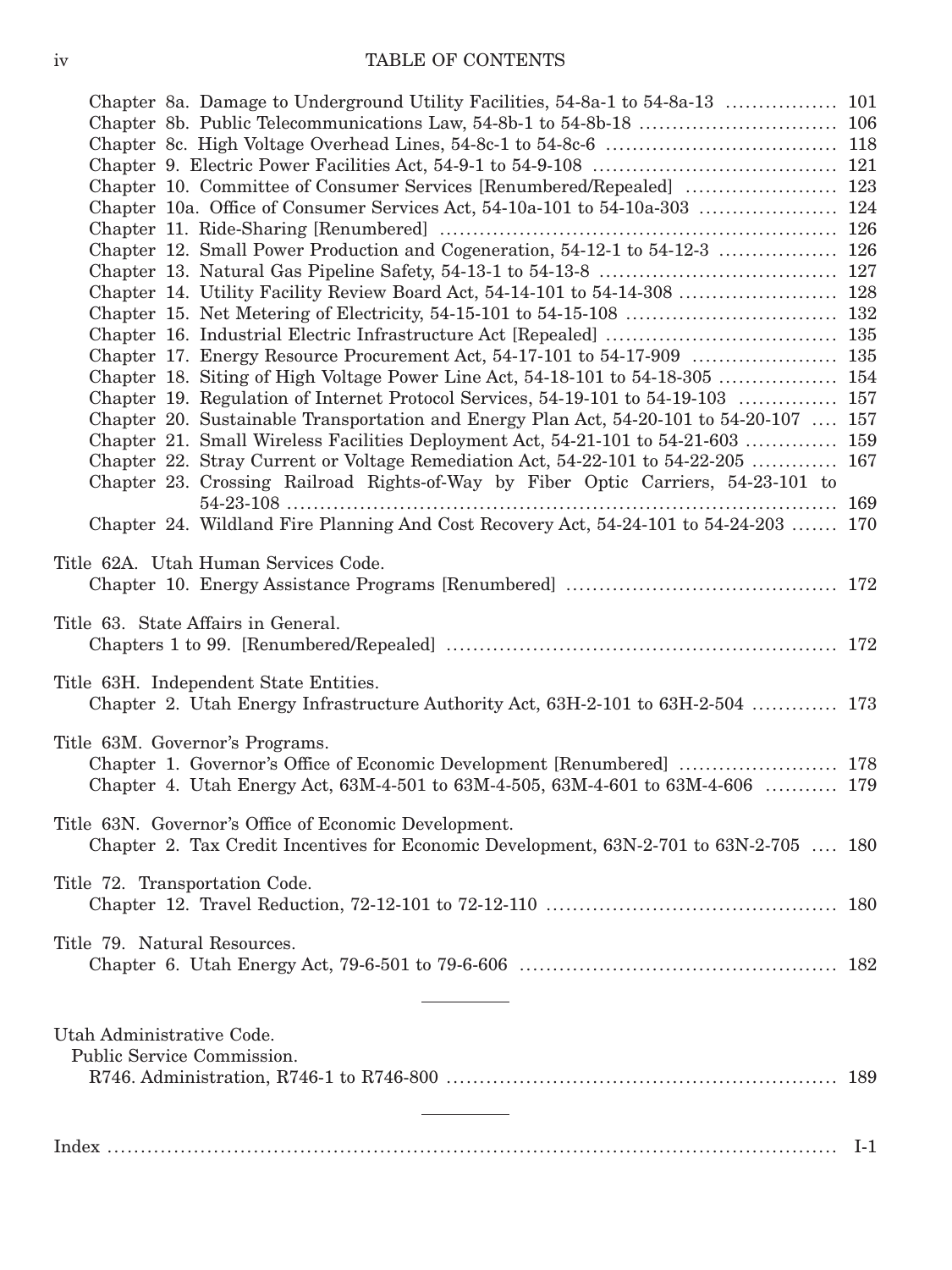Chapter 8a. Damage to Underground Utility Facilities, 54-8a-1 to 54-8a-13 ................. 101
Chapter 8b. Public Telecommunications Law, 54-8b-1 to 54-8b-18 ............................. 106
Chapter 8c. High Voltage Overhead Lines, 54-8c-1 to 54-8c-6 .................................. 118
Chapter 9. Electric Power Facilities Act, 54-9-1 to 54-9-108 .................................... 121
Chapter 10. Committee of Consumer Services [Renumbered/Repealed] ....................... 123
Chapter 10a. Office of Consumer Services Act, 54-10a-101 to 54-10a-303 .................... 124
Chapter 11. Ride-Sharing [Renumbered] ............................................................ 126
Chapter 12. Small Power Production and Cogeneration, 54-12-1 to 54-12-3 ................. 126
Chapter 13. Natural Gas Pipeline Safety, 54-13-1 to 54-13-8 .................................... 127
Chapter 14. Utility Facility Review Board Act, 54-14-101 to 54-14-308 ........................ 128
Chapter 15. Net Metering of Electricity, 54-15-101 to 54-15-108 ................................ 132
Chapter 16. Industrial Electric Infrastructure Act [Repealed] ................................... 135
Chapter 17. Energy Resource Procurement Act, 54-17-101 to 54-17-909 ...................... 135
Chapter 18. Siting of High Voltage Power Line Act, 54-18-101 to 54-18-305 ................. 154
Chapter 19. Regulation of Internet Protocol Services, 54-19-101 to 54-19-103 .............. 157
Chapter 20. Sustainable Transportation and Energy Plan Act, 54-20-101 to 54-20-107 .... 157
Chapter 21. Small Wireless Facilities Deployment Act, 54-21-101 to 54-21-603 ............. 159
Chapter 22. Stray Current or Voltage Remediation Act, 54-22-101 to 54-22-205 ............ 167
Chapter 23. Crossing Railroad Rights-of-Way by Fiber Optic Carriers, 54-23-101 to 54-23-108 ....................................................................................... 169
Chapter 24. Wildland Fire Planning And Cost Recovery Act, 54-24-101 to 54-24-203 ....... 170

Title 62A. Utah Human Services Code.
Chapter 10. Energy Assistance Programs [Renumbered] ......................................... 172

Title 63. State Affairs in General.
Chapters 1 to 99. [Renumbered/Repealed] ........................................................... 172

Title 63H. Independent State Entities.
Chapter 2. Utah Energy Infrastructure Authority Act, 63H-2-101 to 63H-2-504 ............. 173

Title 63M. Governor's Programs.
Chapter 1. Governor's Office of Economic Development [Renumbered] ........................ 178
Chapter 4. Utah Energy Act, 63M-4-501 to 63M-4-505, 63M-4-601 to 63M-4-606 ........... 179

Title 63N. Governor's Office of Economic Development.
Chapter 2. Tax Credit Incentives for Economic Development, 63N-2-701 to 63N-2-705 .... 180

Title 72. Transportation Code.
Chapter 12. Travel Reduction, 72-12-101 to 72-12-110 ............................................ 180

Title 79. Natural Resources.
Chapter 6. Utah Energy Act, 79-6-501 to 79-6-606 ................................................ 182

---

Utah Administrative Code.
Public Service Commission.
R746. Administration, R746-1 to R746-800 ........................................................... 189

---

Index ........................................................................................................ I-1